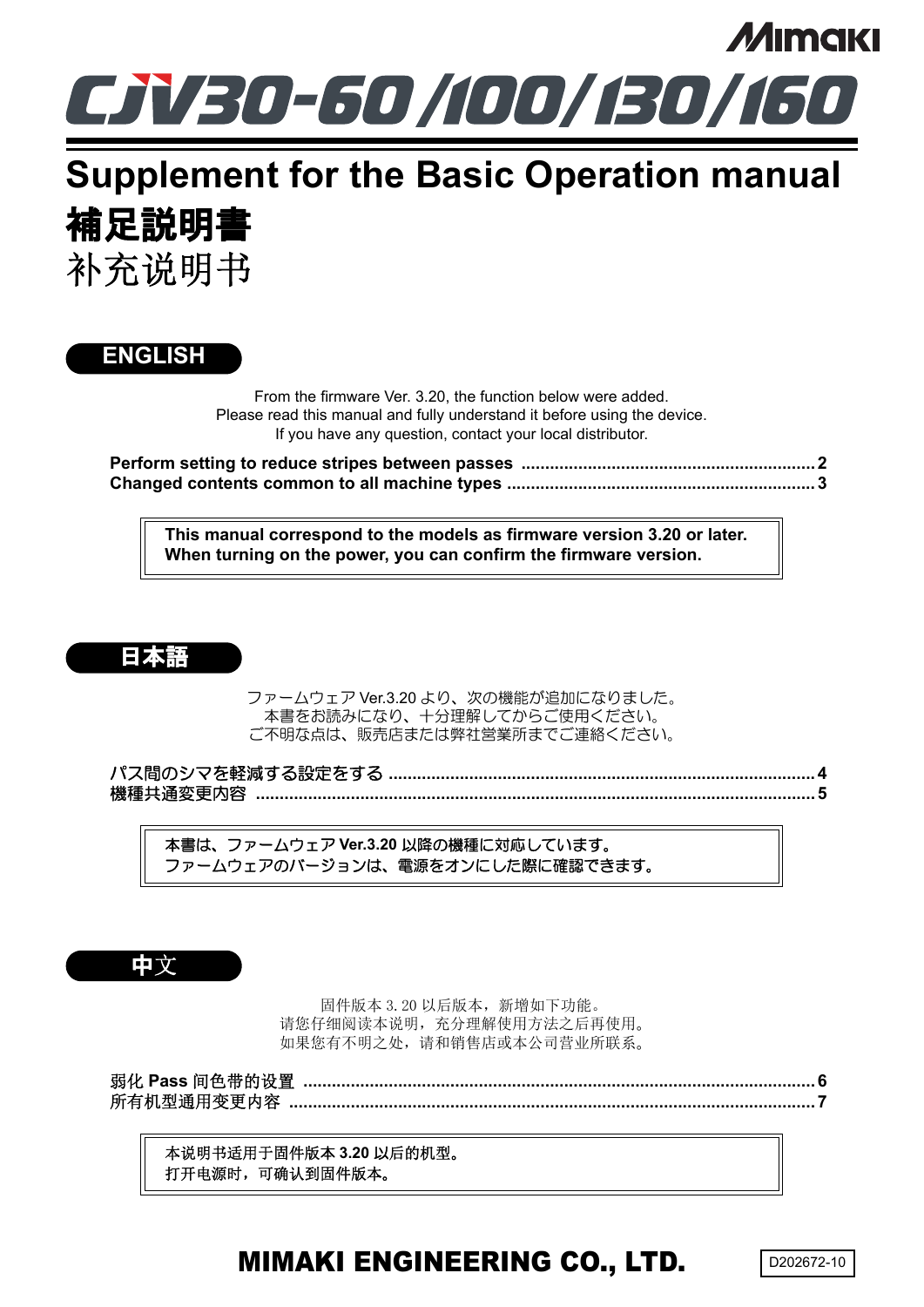Mimaki

# CJV30-60/100/130/160

# Supplement for the Basic Operation manual

# 補足説明書

# 补充说明书

## ENGLISH

From the firmware Ver. 3.20, the function below were added.
Please read this manual and fully understand it before using the device.
If you have any question, contact your local distributor.

**Perform setting to reduce stripes between passes** ........................................ 2
**Changed contents common to all machine types** ........................................ 3

> **This manual correspond to the models as firmware version 3.20 or later.**
> **When turning on the power, you can confirm the firmware version.**

## 日本語

ファームウェア Ver.3.20 より、次の機能が追加になりました。
本書をお読みになり、十分理解してからご使用ください。
ご不明な点は、販売店または弊社営業所までご連絡ください。

**パス間のシマを軽減する設定をする** ........................................ 4
**機種共通変更内容** ........................................ 5

> 本書は、ファームウェア **Ver.3.20** 以降の機種に対応しています。
> ファームウェアのバージョンは、電源をオンにした際に確認できます。

## 中文

固件版本 3.20 以后版本，新增如下功能。
请您仔细阅读本说明，充分理解使用方法之后再使用。
如果您有不明之处，请和销售店或本公司营业所联系。

弱化 **Pass** 间色带的设置 ........................................ 6
所有机型通用变更内容 ........................................ 7

> 本说明书适用于固件版本 **3.20** 以后的机型。
> 打开电源时，可确认到固件版本。

**MIMAKI ENGINEERING CO., LTD.**

D202672-10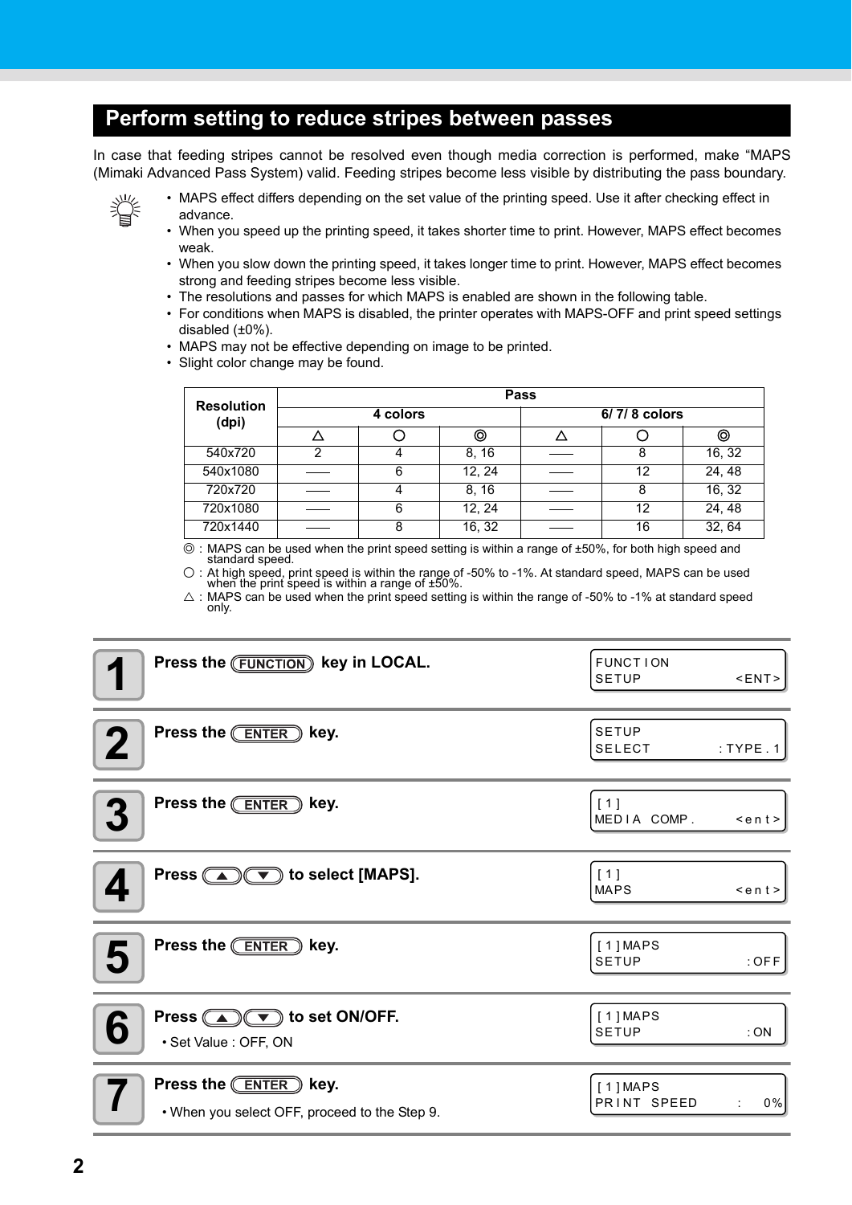## Perform setting to reduce stripes between passes

In case that feeding stripes cannot be resolved even though media correction is performed, make “MAPS (Mimaki Advanced Pass System) valid. Feeding stripes become less visible by distributing the pass boundary.

- MAPS effect differs depending on the set value of the printing speed. Use it after checking effect in advance.
- When you speed up the printing speed, it takes shorter time to print. However, MAPS effect becomes weak.
- When you slow down the printing speed, it takes longer time to print. However, MAPS effect becomes strong and feeding stripes become less visible.
- The resolutions and passes for which MAPS is enabled are shown in the following table.
- For conditions when MAPS is disabled, the printer operates with MAPS-OFF and print speed settings disabled (±0%).
- MAPS may not be effective depending on image to be printed.
- Slight color change may be found.

| Resolution (dpi) | Pass | | | | | |
|---|---|---|---|---|---|---|
| | 4 colors | | | 6/ 7/ 8 colors | | |
| | △ | ○ | ◎ | △ | ○ | ◎ |
| 540x720 | 2 | 4 | 8, 16 | —— | 8 | 16, 32 |
| 540x1080 | —— | 6 | 12, 24 | —— | 12 | 24, 48 |
| 720x720 | —— | 4 | 8, 16 | —— | 8 | 16, 32 |
| 720x1080 | —— | 6 | 12, 24 | —— | 12 | 24, 48 |
| 720x1440 | —— | 8 | 16, 32 | —— | 16 | 32, 64 |

◎ : MAPS can be used when the print speed setting is within a range of ±50%, for both high speed and standard speed.

○ : At high speed, print speed is within the range of -50% to -1%. At standard speed, MAPS can be used when the print speed is within a range of ±50%.

△ : MAPS can be used when the print speed setting is within the range of -50% to -1% at standard speed only.

**1** **Press the (FUNCTION) key in LOCAL.**

```
FUNCTION
SETUP                <ENT>
```

**2** **Press the (ENTER) key.**

```
SETUP
SELECT             :TYPE.1
```

**3** **Press the (ENTER) key.**

```
[1]
MEDIA COMP.          <ent>
```

**4** **Press (▲)(▼) to select [MAPS].**

```
[1]
MAPS                 <ent>
```

**5** **Press the (ENTER) key.**

```
[1]MAPS
SETUP                 :OFF
```

**6** **Press (▲)(▼) to set ON/OFF.**

- Set Value : OFF, ON

```
[1]MAPS
SETUP                 :ON
```

**7** **Press the (ENTER) key.**

- When you select OFF, proceed to the Step 9.

```
[1]MAPS
PRINT SPEED       :    0%
```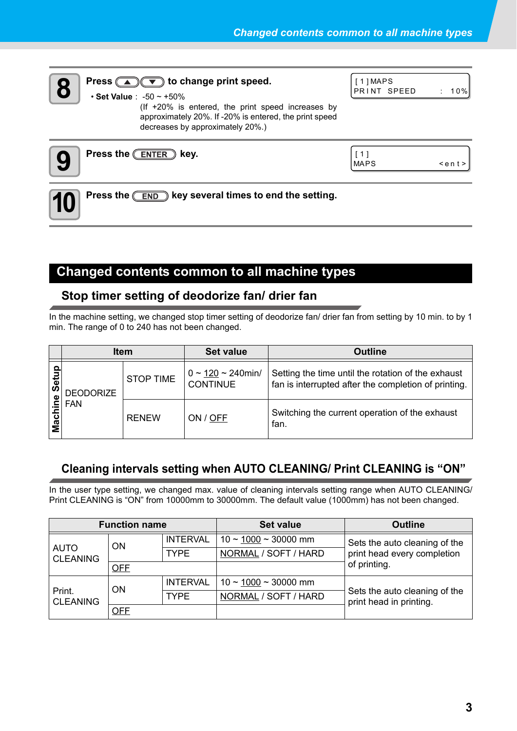**8** Press [▲][▼] to change print speed.

- **Set Value** : -50 ~ +50%
  (If +20% is entered, the print speed increases by approximately 20%. If -20% is entered, the print speed decreases by approximately 20%.)

```
[ 1 ] MAPS
PRINT SPEED     :  10%
```

**9** Press the [ENTER] key.

```
[ 1 ]
MAPS             <ent>
```

**10** Press the [END] key several times to end the setting.

# Changed contents common to all machine types

## Stop timer setting of deodorize fan/ drier fan

In the machine setting, we changed stop timer setting of deodorize fan/ drier fan from setting by 10 min. to by 1 min. The range of 0 to 240 has not been changed.

| | Item | | Set value | Outline |
|---|---|---|---|---|
| Machine Setup | DEODORIZE FAN | STOP TIME | 0 ~ <u>120</u> ~ 240min/ CONTINUE | Setting the time until the rotation of the exhaust fan is interrupted after the completion of printing. |
| | | RENEW | ON / <u>OFF</u> | Switching the current operation of the exhaust fan. |

## Cleaning intervals setting when AUTO CLEANING/ Print CLEANING is "ON"

In the user type setting, we changed max. value of cleaning intervals setting range when AUTO CLEANING/ Print CLEANING is "ON" from 10000mm to 30000mm. The default value (1000mm) has not been changed.

| Function name | | | Set value | Outline |
|---|---|---|---|---|
| AUTO CLEANING | ON | INTERVAL | 10 ~ <u>1000</u> ~ 30000 mm | Sets the auto cleaning of the print head every completion of printing. |
| | | TYPE | <u>NORMAL</u> / SOFT / HARD | |
| | <u>OFF</u> | | | |
| Print. CLEANING | ON | INTERVAL | 10 ~ <u>1000</u> ~ 30000 mm | Sets the auto cleaning of the print head in printing. |
| | | TYPE | <u>NORMAL</u> / SOFT / HARD | |
| | <u>OFF</u> | | | |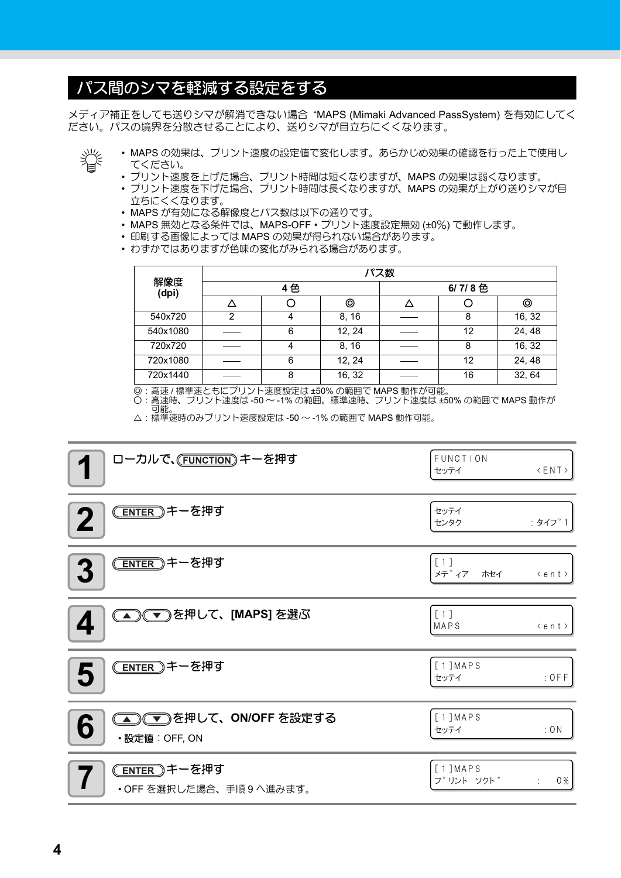## パス間のシマを軽減する設定をする

メディア補正をしても送りシマが解消できない場合 “MAPS (Mimaki Advanced PassSystem) を有効にしてください。パスの境界を分散させることにより、送りシマが目立ちにくくなります。

- MAPS の効果は、プリント速度の設定値で変化します。あらかじめ効果の確認を行った上で使用してください。
- プリント速度を上げた場合、プリント時間は短くなりますが、MAPS の効果は弱くなります。
- プリント速度を下げた場合、プリント時間は長くなりますが、MAPS の効果が上がり送りシマが目立ちにくくなります。
- MAPS が有効になる解像度とパス数は以下の通りです。
- MAPS 無効となる条件では、MAPS-OFF・プリント速度設定無効 (±0%) で動作します。
- 印刷する画像によっては MAPS の効果が得られない場合があります。
- わずかではありますが色味の変化がみられる場合があります。

| 解像度 (dpi) | パス数 | | | | | |
|---|---|---|---|---|---|---|
| | 4 色 | | | 6/ 7/ 8 色 | | |
| | △ | ○ | ◎ | △ | ○ | ◎ |
| 540x720 | 2 | 4 | 8, 16 | —— | 8 | 16, 32 |
| 540x1080 | —— | 6 | 12, 24 | —— | 12 | 24, 48 |
| 720x720 | —— | 4 | 8, 16 | —— | 8 | 16, 32 |
| 720x1080 | —— | 6 | 12, 24 | —— | 12 | 24, 48 |
| 720x1440 | —— | 8 | 16, 32 | —— | 16 | 32, 64 |

◎：高速 / 標準速ともにプリント速度設定は ±50% の範囲で MAPS 動作が可能。
○：高速時、プリント速度は -50 〜 -1% の範囲。標準速時、プリント速度は ±50% の範囲で MAPS 動作が可能。
△：標準速時のみプリント速度設定は -50 〜 -1% の範囲で MAPS 動作可能。

**1** ローカルで、(FUNCTION) キーを押す

```
FUNCTION
セッテイ                <ENT>
```

**2** (ENTER) キーを押す

```
セッテイ
センタク             : タイプ゜1
```

**3** (ENTER) キーを押す

```
[1]
メディア  ホセイ          <ent>
```

**4** (▲)(▼) を押して、**[MAPS]** を選ぶ

```
[1]
MAPS                  <ent>
```

**5** (ENTER) キーを押す

```
[1]MAPS
セッテイ                 :OFF
```

**6** (▲)(▼) を押して、**ON/OFF** を設定する

- **設定値**：OFF, ON

```
[1]MAPS
セッテイ                 :ON
```

**7** (ENTER) キーを押す

- OFF を選択した場合、手順 9 へ進みます。

```
[1]MAPS
プリント ソクド         :   0%
```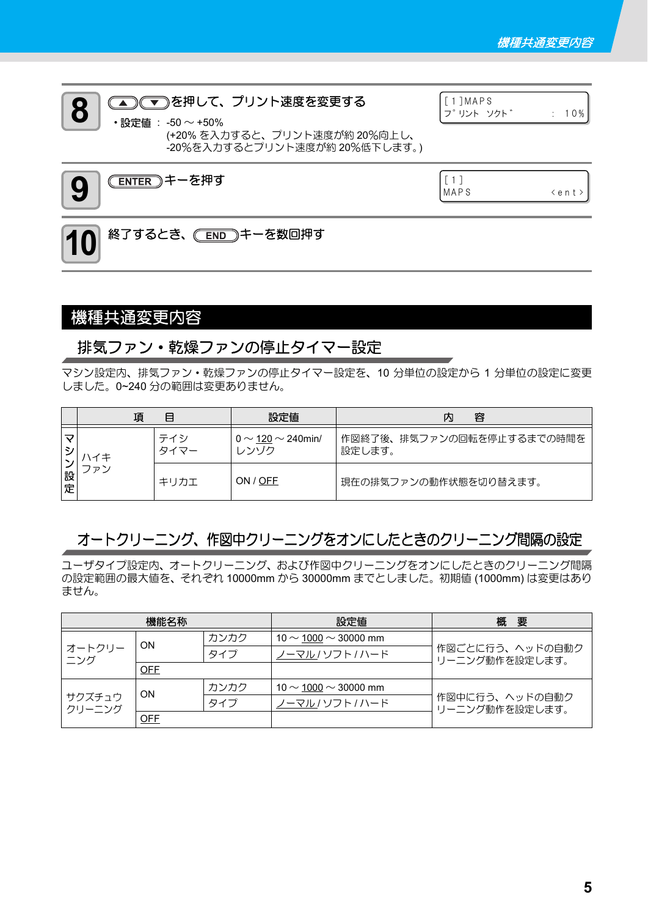**8** （▲）（▼）を押して、プリント速度を変更する

- 設定値 ： -50 ～ +50%
  (+20% を入力すると、プリント速度が約 20%向上し、
  -20%を入力するとプリント速度が約 20%低下します。)

```
[1]MAPS
プリント ソクド    : 10%
```

**9** （ENTER）キーを押す

```
[1]
MAPS          <ent>
```

**10** 終了するとき、（END）キーを数回押す

# 機種共通変更内容

## 排気ファン・乾燥ファンの停止タイマー設定

マシン設定内、排気ファン・乾燥ファンの停止タイマー設定を、10 分単位の設定から 1 分単位の設定に変更しました。0~240 分の範囲は変更ありません。

| | 項目 | | 設定値 | 内容 |
|---|---|---|---|---|
| マシン設定 | ハイキ ファン | テイシ タイマー | 0 ～ 120 ～ 240min/ レンゾク | 作図終了後、排気ファンの回転を停止するまでの時間を設定します。 |
| | | キリカエ | ON / OFF | 現在の排気ファンの動作状態を切り替えます。 |

## オートクリーニング、作図中クリーニングをオンにしたときのクリーニング間隔の設定

ユーザタイプ設定内、オートクリーニング、および作図中クリーニングをオンにしたときのクリーニング間隔の設定範囲の最大値を、それぞれ 10000mm から 30000mm までとしました。初期値 (1000mm) は変更はありません。

| 機能名称 | | | 設定値 | 概要 |
|---|---|---|---|---|
| オートクリーニング | ON | カンカク | 10 ～ 1000 ～ 30000 mm | 作図ごとに行う、ヘッドの自動クリーニング動作を設定します。 |
| | | タイプ | ノーマル / ソフト / ハード | |
| | OFF | | | |
| サクズチュウ クリーニング | ON | カンカク | 10 ～ 1000 ～ 30000 mm | 作図中に行う、ヘッドの自動クリーニング動作を設定します。 |
| | | タイプ | ノーマル / ソフト / ハード | |
| | OFF | | | |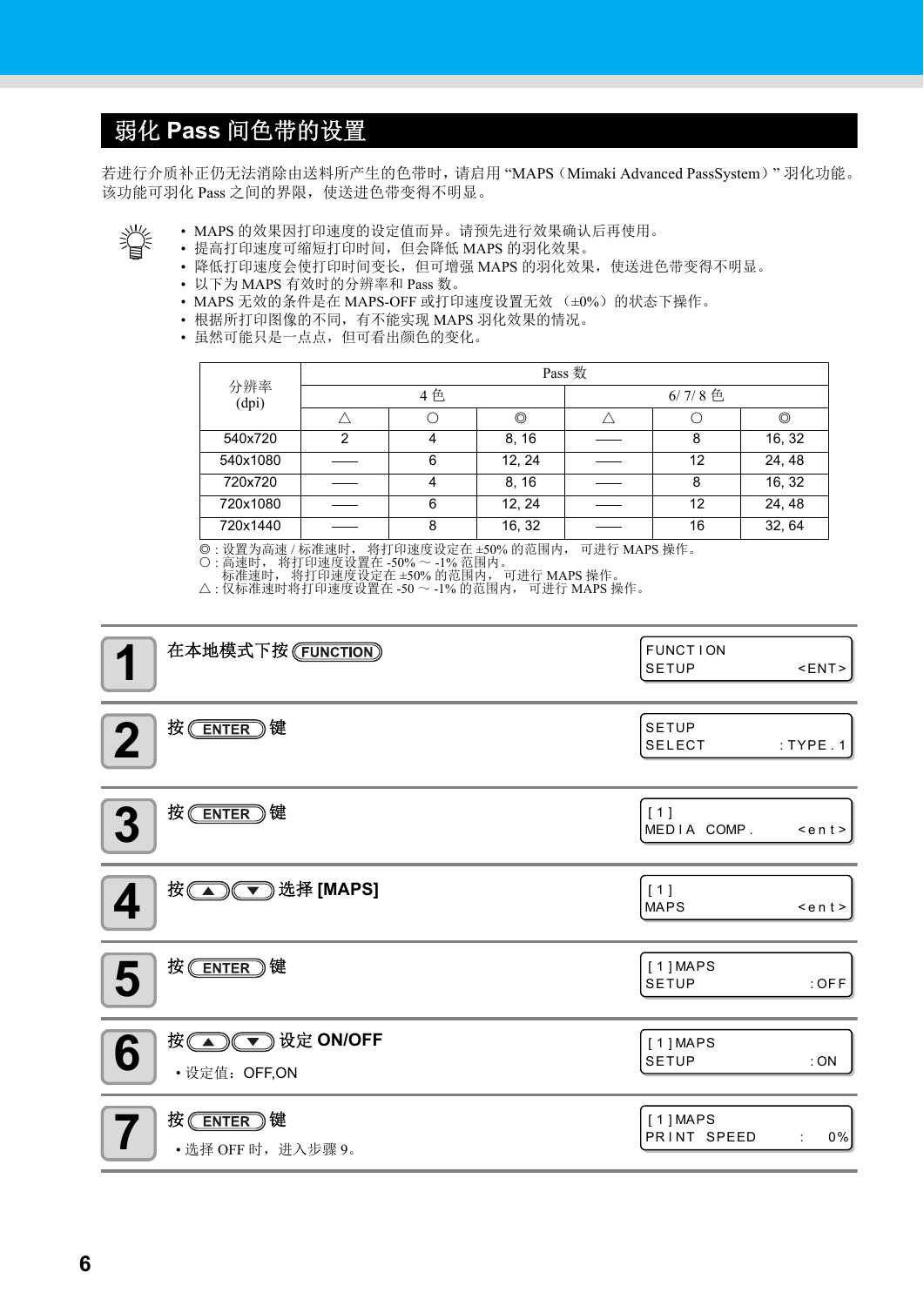## 弱化 Pass 间色带的设置

若进行介质补正仍无法消除由送料所产生的色带时，请启用 “MAPS（Mimaki Advanced PassSystem）” 羽化功能。该功能可羽化 Pass 之间的界限，使送进色带变得不明显。

- MAPS 的效果因打印速度的设定值而异。请预先进行效果确认后再使用。
- 提高打印速度可缩短打印时间，但会降低 MAPS 的羽化效果。
- 降低打印速度会使打印时间变长，但可增强 MAPS 的羽化效果，使送进色带变得不明显。
- 以下为 MAPS 有效时的分辨率和 Pass 数。
- MAPS 无效的条件是在 MAPS-OFF 或打印速度设置无效 （±0%）的状态下操作。
- 根据所打印图像的不同，有不能实现 MAPS 羽化效果的情况。
- 虽然可能只是一点点，但可看出颜色的变化。

| 分辨率 (dpi) | Pass 数 | | | | | |
|---|---|---|---|---|---|---|
| | 4 色 | | | 6/ 7/ 8 色 | | |
| | △ | ○ | ◎ | △ | ○ | ◎ |
| 540x720 | 2 | 4 | 8, 16 | —— | 8 | 16, 32 |
| 540x1080 | —— | 6 | 12, 24 | —— | 12 | 24, 48 |
| 720x720 | —— | 4 | 8, 16 | —— | 8 | 16, 32 |
| 720x1080 | —— | 6 | 12, 24 | —— | 12 | 24, 48 |
| 720x1440 | —— | 8 | 16, 32 | —— | 16 | 32, 64 |

◎ : 设置为高速 / 标准速时， 将打印速度设定在 ±50% 的范围内， 可进行 MAPS 操作。
○ : 高速时， 将打印速度设置在 -50% ～ -1% 范围内。
　　标准速时， 将打印速度设定在 ±50% 的范围内， 可进行 MAPS 操作。
△ : 仅标准速时将打印速度设置在 -50 ～ -1% 的范围内， 可进行 MAPS 操作。

**1** 在本地模式下按 (FUNCTION)

```
FUNCTION
SETUP            <ENT>
```

**2** 按 (ENTER) 键

```
SETUP
SELECT        : TYPE.1
```

**3** 按 (ENTER) 键

```
[1]
MEDIA  COMP.     <ent>
```

**4** 按 (▲)(▼) 选择 **[MAPS]**

```
[1]
MAPS             <ent>
```

**5** 按 (ENTER) 键

```
[1]MAPS
SETUP             :OFF
```

**6** 按 (▲)(▼) 设定 **ON/OFF**

- 设定值：OFF,ON

```
[1]MAPS
SETUP              :ON
```

**7** 按 (ENTER) 键

- 选择 OFF 时，进入步骤 9。

```
[1]MAPS
PRINT  SPEED   :    0%
```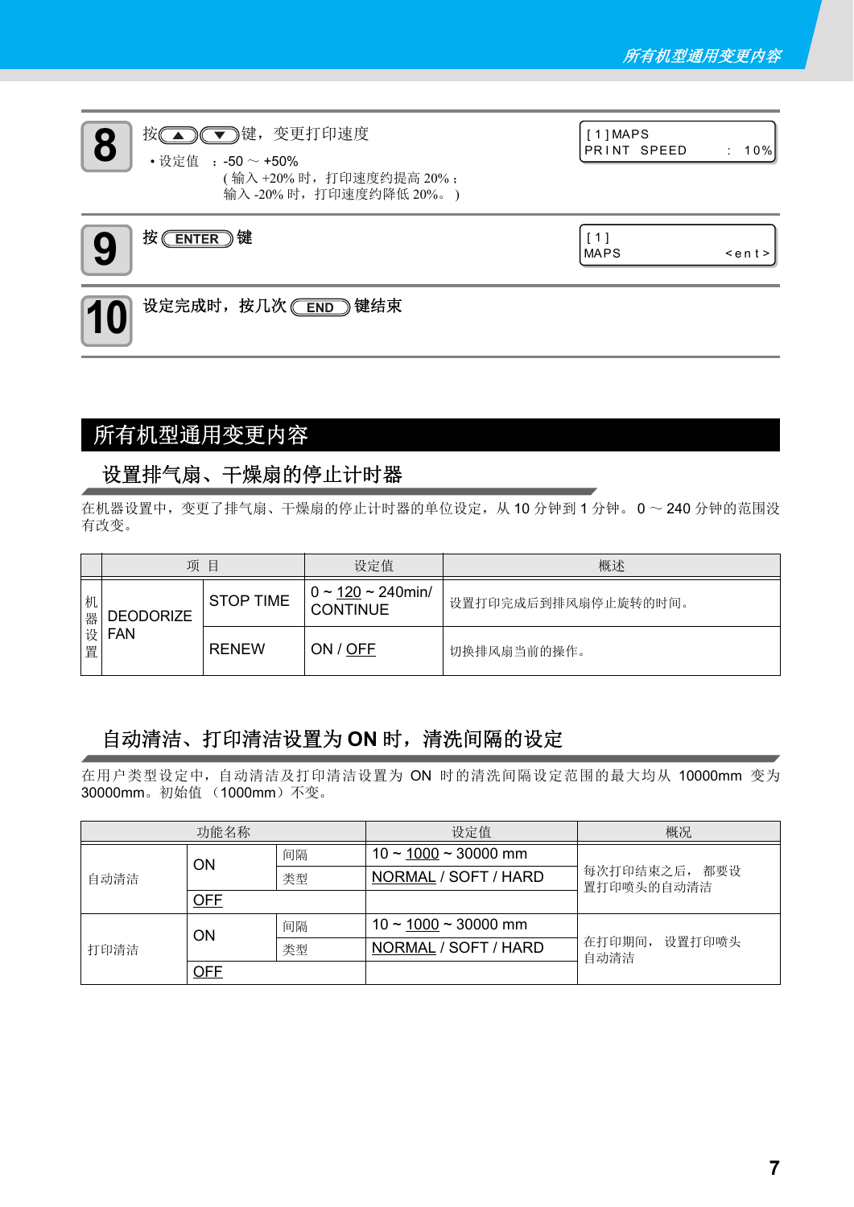**8** 按▲▼键，变更打印速度

- 设定值 ：-50 ～ +50%
  ( 输入 +20% 时，打印速度约提高 20% ；
  输入 -20% 时，打印速度约降低 20%。 )

```
[1]MAPS
PRINT SPEED    : 10%
```

**9** 按 ENTER 键

```
[1]
MAPS             <ent>
```

**10** 设定完成时，按几次 END 键结束

# 所有机型通用变更内容

## 设置排气扇、干燥扇的停止计时器

在机器设置中，变更了排气扇、干燥扇的停止计时器的单位设定，从 10 分钟到 1 分钟。 0 ～ 240 分钟的范围没有改变。

| | 项 目 | | 设定值 | 概述 |
|---|---|---|---|---|
| 机器设置 | DEODORIZE FAN | STOP TIME | 0 ~ <u>120</u> ~ 240min/ CONTINUE | 设置打印完成后到排风扇停止旋转的时间。 |
| | | RENEW | ON / <u>OFF</u> | 切换排风扇当前的操作。 |

## 自动清洁、打印清洁设置为 ON 时，清洗间隔的设定

在用户类型设定中，自动清洁及打印清洁设置为 ON 时的清洗间隔设定范围的最大均从 10000mm 变为 30000mm。初始值 （1000mm）不变。

| 功能名称 | | | 设定值 | 概况 |
|---|---|---|---|---|
| 自动清洁 | ON | 间隔 | 10 ~ <u>1000</u> ~ 30000 mm | 每次打印结束之后， 都要设置打印喷头的自动清洁 |
| | | 类型 | <u>NORMAL</u> / SOFT / HARD | |
| | <u>OFF</u> | | | |
| 打印清洁 | ON | 间隔 | 10 ~ <u>1000</u> ~ 30000 mm | 在打印期间， 设置打印喷头自动清洁 |
| | | 类型 | <u>NORMAL</u> / SOFT / HARD | |
| | <u>OFF</u> | | | |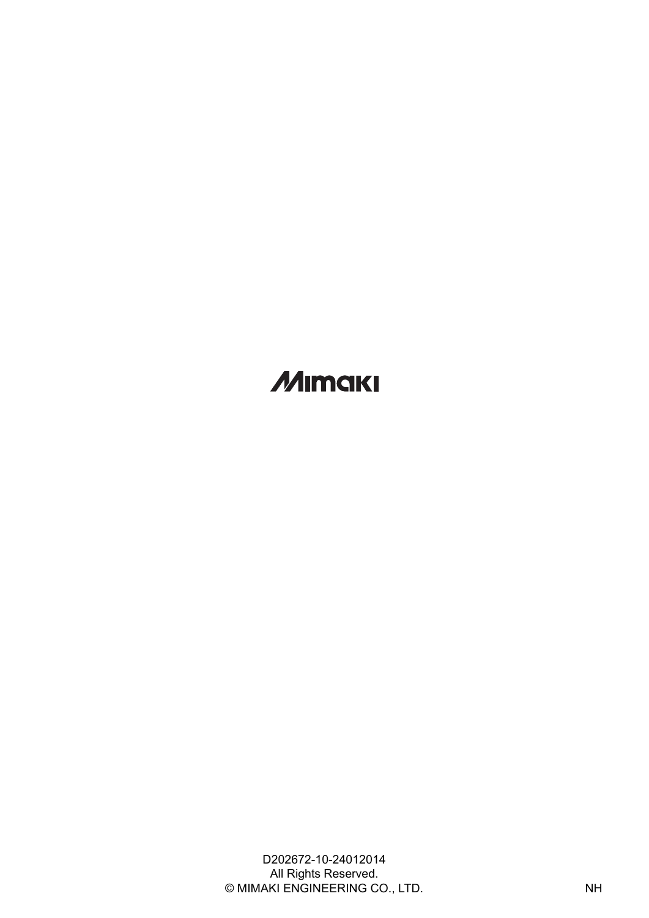Mimaki

D202672-10-24012014
All Rights Reserved.
© MIMAKI ENGINEERING CO., LTD.

NH